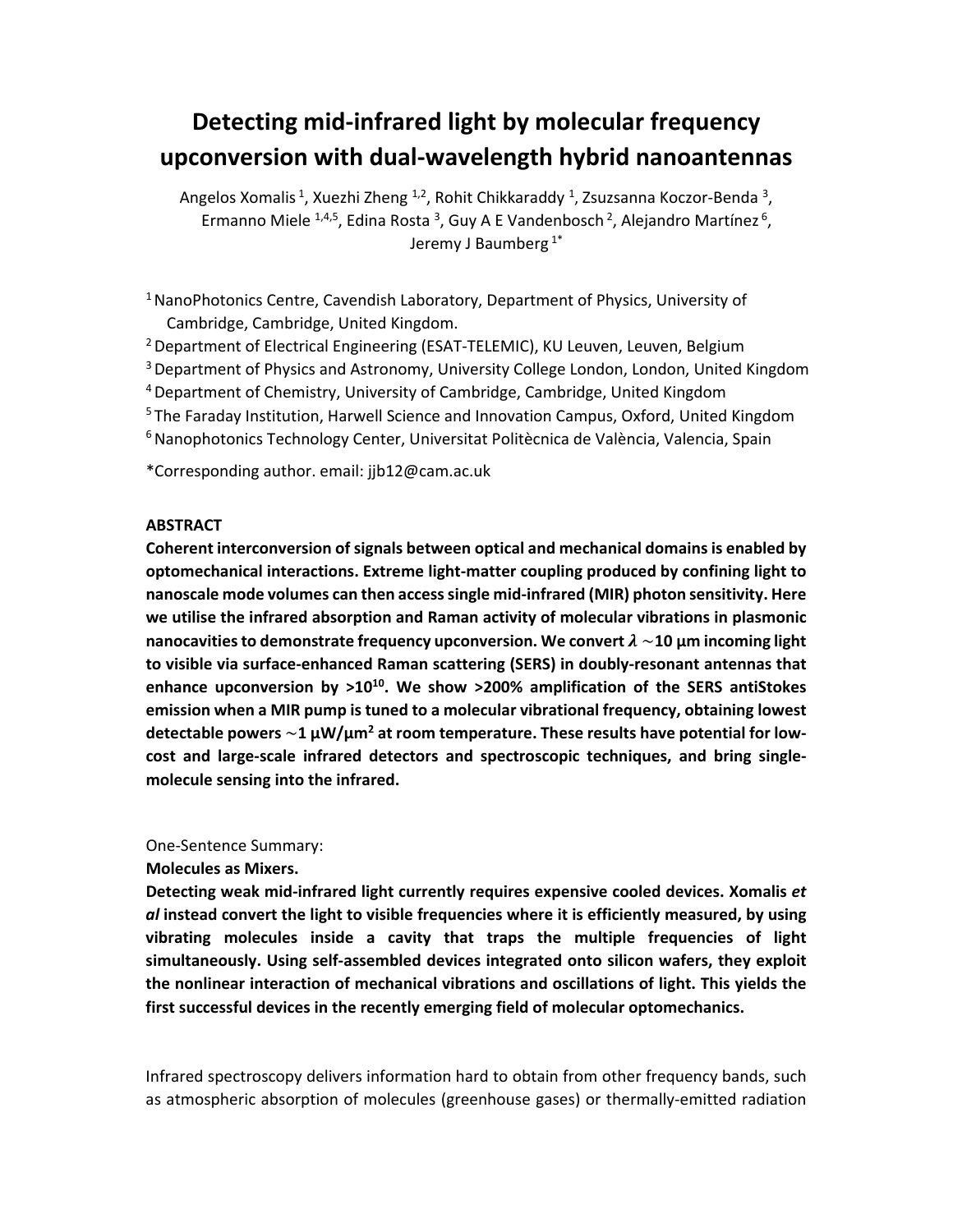# Detecting mid-infrared light by molecular frequency upconversion with dual-wavelength hybrid nanoantennas

Angelos Xomalis [1], Xuezhi Zheng [1,2], Rohit Chikkaraddy [1], Zsuzsanna Koczor-Benda [3], Ermanno Miele [1,4,5], Edina Rosta [3], Guy A E Vandenbosch [2], Alejandro Martínez [6], Jeremy J Baumberg [1*]

[1] NanoPhotonics Centre, Cavendish Laboratory, Department of Physics, University of Cambridge, Cambridge, United Kingdom.
[2] Department of Electrical Engineering (ESAT-TELEMIC), KU Leuven, Leuven, Belgium
[3] Department of Physics and Astronomy, University College London, London, United Kingdom
[4] Department of Chemistry, University of Cambridge, Cambridge, United Kingdom
[5] The Faraday Institution, Harwell Science and Innovation Campus, Oxford, United Kingdom
[6] Nanophotonics Technology Center, Universitat Politècnica de València, Valencia, Spain

*Corresponding author. email: jjb12@cam.ac.uk

**ABSTRACT**

**Coherent interconversion of signals between optical and mechanical domains is enabled by optomechanical interactions. Extreme light-matter coupling produced by confining light to nanoscale mode volumes can then access single mid-infrared (MIR) photon sensitivity. Here we utilise the infrared absorption and Raman activity of molecular vibrations in plasmonic nanocavities to demonstrate frequency upconversion. We convert $\lambda \sim$10 μm incoming light to visible via surface-enhanced Raman scattering (SERS) in doubly-resonant antennas that enhance upconversion by >$10^{10}$. We show >200% amplification of the SERS antiStokes emission when a MIR pump is tuned to a molecular vibrational frequency, obtaining lowest detectable powers $\sim$1 μW/μm$^2$ at room temperature. These results have potential for low-cost and large-scale infrared detectors and spectroscopic techniques, and bring single-molecule sensing into the infrared.**

One-Sentence Summary:

**Molecules as Mixers.**

**Detecting weak mid-infrared light currently requires expensive cooled devices. Xomalis *et al* instead convert the light to visible frequencies where it is efficiently measured, by using vibrating molecules inside a cavity that traps the multiple frequencies of light simultaneously. Using self-assembled devices integrated onto silicon wafers, they exploit the nonlinear interaction of mechanical vibrations and oscillations of light. This yields the first successful devices in the recently emerging field of molecular optomechanics.**

Infrared spectroscopy delivers information hard to obtain from other frequency bands, such as atmospheric absorption of molecules (greenhouse gases) or thermally-emitted radiation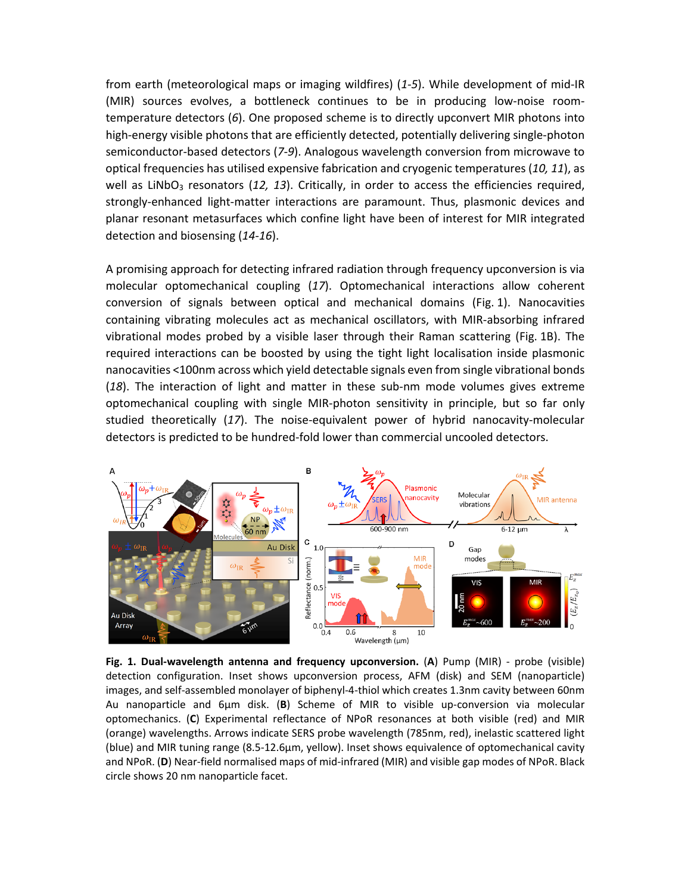from earth (meteorological maps or imaging wildfires) (*1-5*). While development of mid-IR (MIR) sources evolves, a bottleneck continues to be in producing low-noise room-temperature detectors (*6*). One proposed scheme is to directly upconvert MIR photons into high-energy visible photons that are efficiently detected, potentially delivering single-photon semiconductor-based detectors (*7-9*). Analogous wavelength conversion from microwave to optical frequencies has utilised expensive fabrication and cryogenic temperatures (*10, 11*), as well as $LiNbO_3$ resonators (*12, 13*). Critically, in order to access the efficiencies required, strongly-enhanced light-matter interactions are paramount. Thus, plasmonic devices and planar resonant metasurfaces which confine light have been of interest for MIR integrated detection and biosensing (*14-16*).

A promising approach for detecting infrared radiation through frequency upconversion is via molecular optomechanical coupling (*17*). Optomechanical interactions allow coherent conversion of signals between optical and mechanical domains (Fig. 1). Nanocavities containing vibrating molecules act as mechanical oscillators, with MIR-absorbing infrared vibrational modes probed by a visible laser through their Raman scattering (Fig. 1B). The required interactions can be boosted by using the tight light localisation inside plasmonic nanocavities <100nm across which yield detectable signals even from single vibrational bonds (*18*). The interaction of light and matter in these sub-nm mode volumes gives extreme optomechanical coupling with single MIR-photon sensitivity in principle, but so far only studied theoretically (*17*). The noise-equivalent power of hybrid nanocavity-molecular detectors is predicted to be hundred-fold lower than commercial uncooled detectors.

**Fig. 1. Dual-wavelength antenna and frequency upconversion.** (**A**) Pump (MIR) - probe (visible) detection configuration. Inset shows upconversion process, AFM (disk) and SEM (nanoparticle) images, and self-assembled monolayer of biphenyl-4-thiol which creates 1.3nm cavity between 60nm Au nanoparticle and 6µm disk. (**B**) Scheme of MIR to visible up-conversion via molecular optomechanics. (**C**) Experimental reflectance of NPoR resonances at both visible (red) and MIR (orange) wavelengths. Arrows indicate SERS probe wavelength (785nm, red), inelastic scattered light (blue) and MIR tuning range (8.5-12.6µm, yellow). Inset shows equivalence of optomechanical cavity and NPoR. (**D**) Near-field normalised maps of mid-infrared (MIR) and visible gap modes of NPoR. Black circle shows 20 nm nanoparticle facet.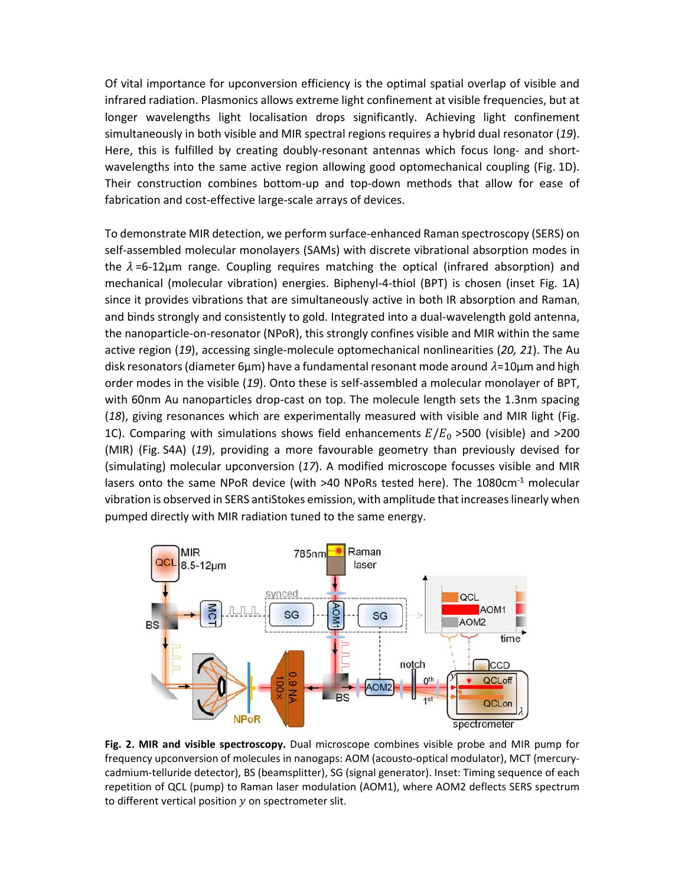Of vital importance for upconversion efficiency is the optimal spatial overlap of visible and infrared radiation. Plasmonics allows extreme light confinement at visible frequencies, but at longer wavelengths light localisation drops significantly. Achieving light confinement simultaneously in both visible and MIR spectral regions requires a hybrid dual resonator (*19*). Here, this is fulfilled by creating doubly-resonant antennas which focus long- and short-wavelengths into the same active region allowing good optomechanical coupling (Fig. 1D). Their construction combines bottom-up and top-down methods that allow for ease of fabrication and cost-effective large-scale arrays of devices.

To demonstrate MIR detection, we perform surface-enhanced Raman spectroscopy (SERS) on self-assembled molecular monolayers (SAMs) with discrete vibrational absorption modes in the $\lambda$=6-12µm range. Coupling requires matching the optical (infrared absorption) and mechanical (molecular vibration) energies. Biphenyl-4-thiol (BPT) is chosen (inset Fig. 1A) since it provides vibrations that are simultaneously active in both IR absorption and Raman, and binds strongly and consistently to gold. Integrated into a dual-wavelength gold antenna, the nanoparticle-on-resonator (NPoR), this strongly confines visible and MIR within the same active region (*19*), accessing single-molecule optomechanical nonlinearities (*20, 21*). The Au disk resonators (diameter 6µm) have a fundamental resonant mode around $\lambda$=10µm and high order modes in the visible (*19*). Onto these is self-assembled a molecular monolayer of BPT, with 60nm Au nanoparticles drop-cast on top. The molecule length sets the 1.3nm spacing (*18*), giving resonances which are experimentally measured with visible and MIR light (Fig. 1C). Comparing with simulations shows field enhancements $E/E_0$ >500 (visible) and >200 (MIR) (Fig. S4A) (*19*), providing a more favourable geometry than previously devised for (simulating) molecular upconversion (*17*). A modified microscope focusses visible and MIR lasers onto the same NPoR device (with >40 NPoRs tested here). The 1080cm$^{-1}$ molecular vibration is observed in SERS antiStokes emission, with amplitude that increases linearly when pumped directly with MIR radiation tuned to the same energy.

**Fig. 2. MIR and visible spectroscopy.** Dual microscope combines visible probe and MIR pump for frequency upconversion of molecules in nanogaps: AOM (acousto-optical modulator), MCT (mercury-cadmium-telluride detector), BS (beamsplitter), SG (signal generator). Inset: Timing sequence of each repetition of QCL (pump) to Raman laser modulation (AOM1), where AOM2 deflects SERS spectrum to different vertical position $y$ on spectrometer slit.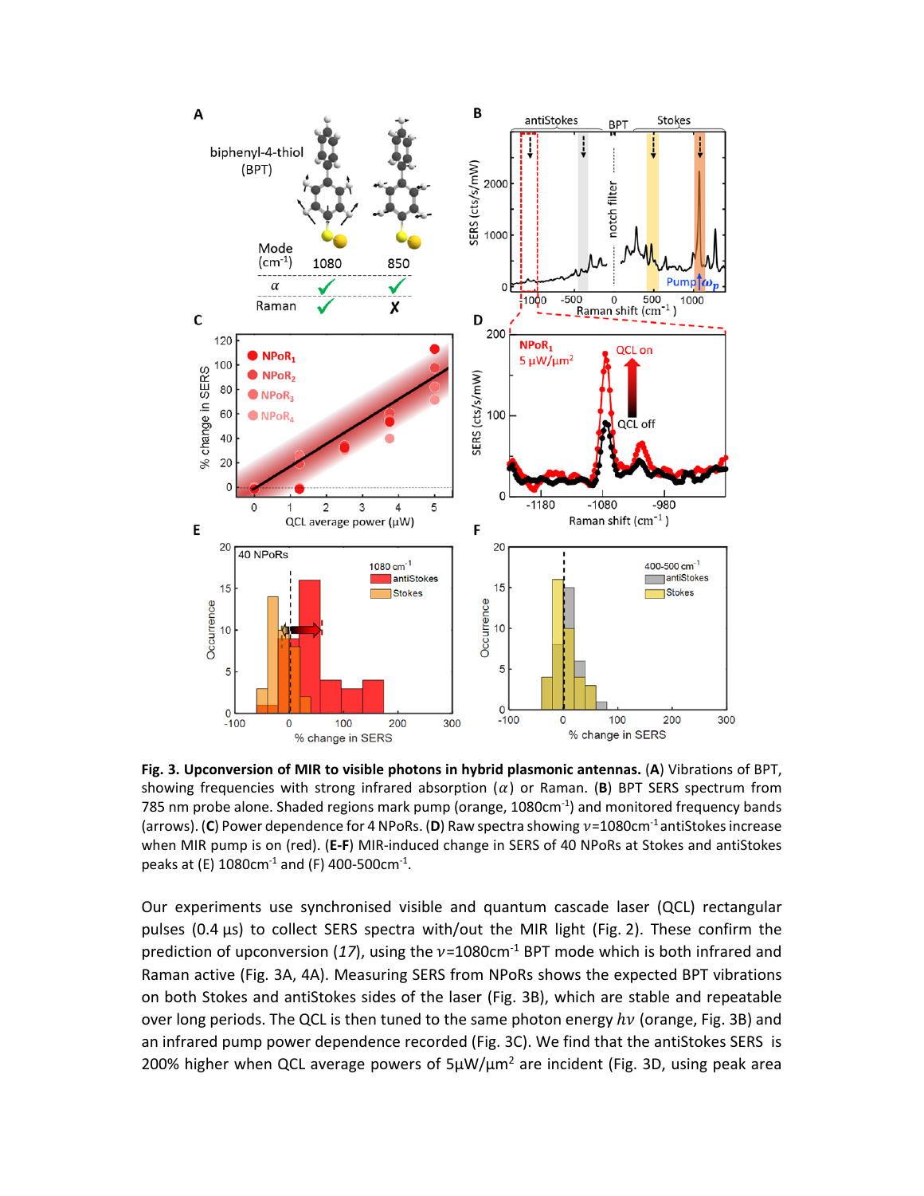**Fig. 3. Upconversion of MIR to visible photons in hybrid plasmonic antennas.** (**A**) Vibrations of BPT, showing frequencies with strong infrared absorption ($\alpha$) or Raman. (**B**) BPT SERS spectrum from 785 nm probe alone. Shaded regions mark pump (orange, 1080cm$^{-1}$) and monitored frequency bands (arrows). (**C**) Power dependence for 4 NPoRs. (**D**) Raw spectra showing $\nu$=1080cm$^{-1}$ antiStokes increase when MIR pump is on (red). (**E-F**) MIR-induced change in SERS of 40 NPoRs at Stokes and antiStokes peaks at (E) 1080cm$^{-1}$ and (F) 400-500cm$^{-1}$.

Our experiments use synchronised visible and quantum cascade laser (QCL) rectangular pulses (0.4 µs) to collect SERS spectra with/out the MIR light (Fig. 2). These confirm the prediction of upconversion (*17*), using the $\nu$=1080cm$^{-1}$ BPT mode which is both infrared and Raman active (Fig. 3A, 4A). Measuring SERS from NPoRs shows the expected BPT vibrations on both Stokes and antiStokes sides of the laser (Fig. 3B), which are stable and repeatable over long periods. The QCL is then tuned to the same photon energy $h\nu$ (orange, Fig. 3B) and an infrared pump power dependence recorded (Fig. 3C). We find that the antiStokes SERS is 200% higher when QCL average powers of 5µW/µm$^2$ are incident (Fig. 3D, using peak area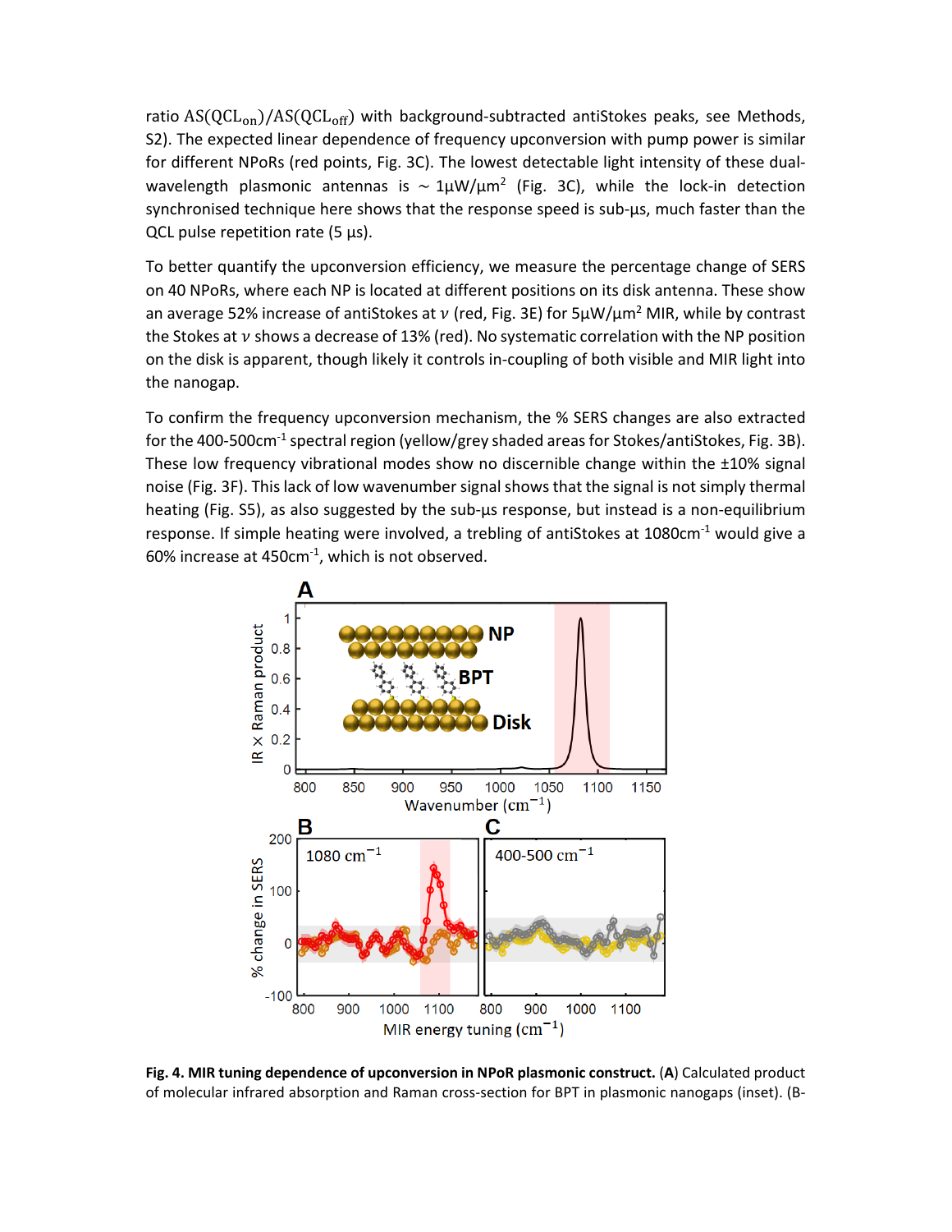ratio $\mathrm{AS(QCL_{on})/AS(QCL_{off})}$ with background-subtracted antiStokes peaks, see Methods, S2). The expected linear dependence of frequency upconversion with pump power is similar for different NPoRs (red points, Fig. 3C). The lowest detectable light intensity of these dual-wavelength plasmonic antennas is $\sim 1\mu W/\mu m^2$ (Fig. 3C), while the lock-in detection synchronised technique here shows that the response speed is sub-µs, much faster than the QCL pulse repetition rate (5 µs).

To better quantify the upconversion efficiency, we measure the percentage change of SERS on 40 NPoRs, where each NP is located at different positions on its disk antenna. These show an average 52% increase of antiStokes at $\nu$ (red, Fig. 3E) for 5µW/µm² MIR, while by contrast the Stokes at $\nu$ shows a decrease of 13% (red). No systematic correlation with the NP position on the disk is apparent, though likely it controls in-coupling of both visible and MIR light into the nanogap.

To confirm the frequency upconversion mechanism, the % SERS changes are also extracted for the 400-500cm$^{-1}$ spectral region (yellow/grey shaded areas for Stokes/antiStokes, Fig. 3B). These low frequency vibrational modes show no discernible change within the ±10% signal noise (Fig. 3F). This lack of low wavenumber signal shows that the signal is not simply thermal heating (Fig. S5), as also suggested by the sub-µs response, but instead is a non-equilibrium response. If simple heating were involved, a trebling of antiStokes at 1080cm$^{-1}$ would give a 60% increase at 450cm$^{-1}$, which is not observed.

**Fig. 4. MIR tuning dependence of upconversion in NPoR plasmonic construct.** (**A**) Calculated product of molecular infrared absorption and Raman cross-section for BPT in plasmonic nanogaps (inset). (B-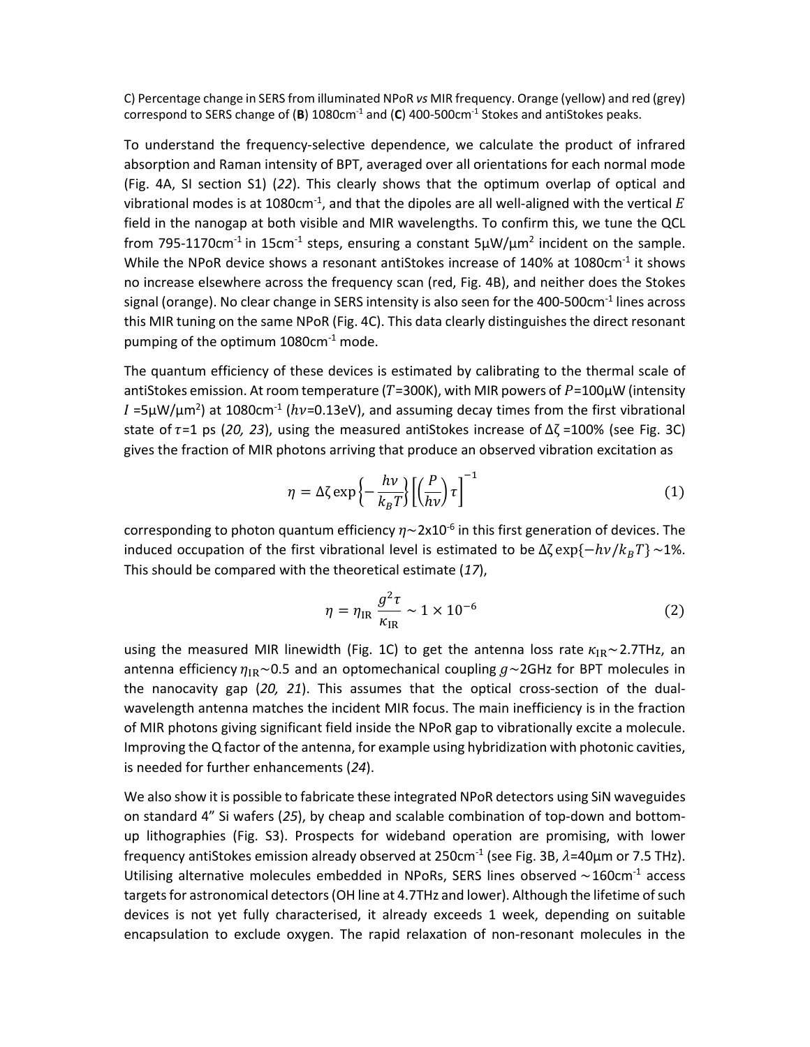C) Percentage change in SERS from illuminated NPoR *vs* MIR frequency. Orange (yellow) and red (grey) correspond to SERS change of (**B**) 1080cm$^{-1}$ and (**C**) 400-500cm$^{-1}$ Stokes and antiStokes peaks.

To understand the frequency-selective dependence, we calculate the product of infrared absorption and Raman intensity of BPT, averaged over all orientations for each normal mode (Fig. 4A, SI section S1) (*22*). This clearly shows that the optimum overlap of optical and vibrational modes is at 1080cm$^{-1}$, and that the dipoles are all well-aligned with the vertical $E$ field in the nanogap at both visible and MIR wavelengths. To confirm this, we tune the QCL from 795-1170cm$^{-1}$ in 15cm$^{-1}$ steps, ensuring a constant 5μW/μm$^2$ incident on the sample. While the NPoR device shows a resonant antiStokes increase of 140% at 1080cm$^{-1}$ it shows no increase elsewhere across the frequency scan (red, Fig. 4B), and neither does the Stokes signal (orange). No clear change in SERS intensity is also seen for the 400-500cm$^{-1}$ lines across this MIR tuning on the same NPoR (Fig. 4C). This data clearly distinguishes the direct resonant pumping of the optimum 1080cm$^{-1}$ mode.

The quantum efficiency of these devices is estimated by calibrating to the thermal scale of antiStokes emission. At room temperature ($T$=300K), with MIR powers of $P$=100μW (intensity $I$ =5μW/μm$^2$) at 1080cm$^{-1}$ ($h\nu$=0.13eV), and assuming decay times from the first vibrational state of $\tau$=1 ps (*20, 23*), using the measured antiStokes increase of $\Delta\zeta$ =100% (see Fig. 3C) gives the fraction of MIR photons arriving that produce an observed vibration excitation as

$$\eta = \Delta\zeta \exp\left\{-\frac{h\nu}{k_B T}\right\}\left[\left(\frac{P}{h\nu}\right)\tau\right]^{-1} \quad (1)$$

corresponding to photon quantum efficiency $\eta\sim 2\text{x}10^{-6}$ in this first generation of devices. The induced occupation of the first vibrational level is estimated to be $\Delta\zeta \exp\{-h\nu/k_B T\}\sim 1\%$. This should be compared with the theoretical estimate (*17*),

$$\eta = \eta_{\mathrm{IR}} \frac{g^2 \tau}{\kappa_{\mathrm{IR}}} \sim 1 \times 10^{-6} \quad (2)$$

using the measured MIR linewidth (Fig. 1C) to get the antenna loss rate $\kappa_{\mathrm{IR}}\sim$2.7THz, an antenna efficiency $\eta_{\mathrm{IR}}\sim$0.5 and an optomechanical coupling $g\sim$2GHz for BPT molecules in the nanocavity gap (*20, 21*). This assumes that the optical cross-section of the dual-wavelength antenna matches the incident MIR focus. The main inefficiency is in the fraction of MIR photons giving significant field inside the NPoR gap to vibrationally excite a molecule. Improving the Q factor of the antenna, for example using hybridization with photonic cavities, is needed for further enhancements (*24*).

We also show it is possible to fabricate these integrated NPoR detectors using SiN waveguides on standard 4" Si wafers (*25*), by cheap and scalable combination of top-down and bottom-up lithographies (Fig. S3). Prospects for wideband operation are promising, with lower frequency antiStokes emission already observed at 250cm$^{-1}$ (see Fig. 3B, $\lambda$=40μm or 7.5 THz). Utilising alternative molecules embedded in NPoRs, SERS lines observed ~160cm$^{-1}$ access targets for astronomical detectors (OH line at 4.7THz and lower). Although the lifetime of such devices is not yet fully characterised, it already exceeds 1 week, depending on suitable encapsulation to exclude oxygen. The rapid relaxation of non-resonant molecules in the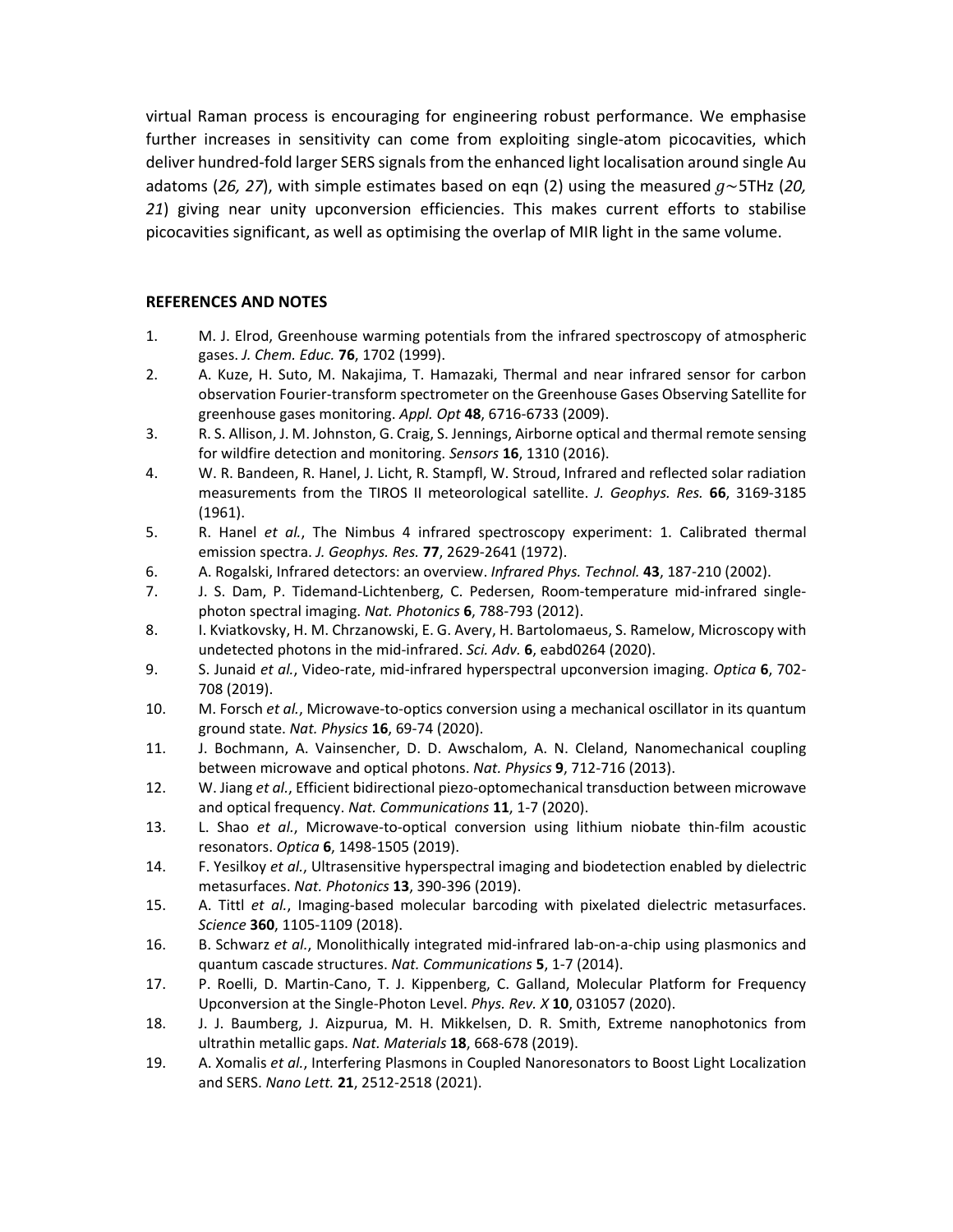virtual Raman process is encouraging for engineering robust performance. We emphasise further increases in sensitivity can come from exploiting single-atom picocavities, which deliver hundred-fold larger SERS signals from the enhanced light localisation around single Au adatoms (*26, 27*), with simple estimates based on eqn (2) using the measured $g \sim 5$THz (*20, 21*) giving near unity upconversion efficiencies. This makes current efforts to stabilise picocavities significant, as well as optimising the overlap of MIR light in the same volume.

## REFERENCES AND NOTES

1. M. J. Elrod, Greenhouse warming potentials from the infrared spectroscopy of atmospheric gases. *J. Chem. Educ.* **76**, 1702 (1999).
2. A. Kuze, H. Suto, M. Nakajima, T. Hamazaki, Thermal and near infrared sensor for carbon observation Fourier-transform spectrometer on the Greenhouse Gases Observing Satellite for greenhouse gases monitoring. *Appl. Opt* **48**, 6716-6733 (2009).
3. R. S. Allison, J. M. Johnston, G. Craig, S. Jennings, Airborne optical and thermal remote sensing for wildfire detection and monitoring. *Sensors* **16**, 1310 (2016).
4. W. R. Bandeen, R. Hanel, J. Licht, R. Stampfl, W. Stroud, Infrared and reflected solar radiation measurements from the TIROS II meteorological satellite. *J. Geophys. Res.* **66**, 3169-3185 (1961).
5. R. Hanel *et al.*, The Nimbus 4 infrared spectroscopy experiment: 1. Calibrated thermal emission spectra. *J. Geophys. Res.* **77**, 2629-2641 (1972).
6. A. Rogalski, Infrared detectors: an overview. *Infrared Phys. Technol.* **43**, 187-210 (2002).
7. J. S. Dam, P. Tidemand-Lichtenberg, C. Pedersen, Room-temperature mid-infrared single-photon spectral imaging. *Nat. Photonics* **6**, 788-793 (2012).
8. I. Kviatkovsky, H. M. Chrzanowski, E. G. Avery, H. Bartolomaeus, S. Ramelow, Microscopy with undetected photons in the mid-infrared. *Sci. Adv.* **6**, eabd0264 (2020).
9. S. Junaid *et al.*, Video-rate, mid-infrared hyperspectral upconversion imaging. *Optica* **6**, 702-708 (2019).
10. M. Forsch *et al.*, Microwave-to-optics conversion using a mechanical oscillator in its quantum ground state. *Nat. Physics* **16**, 69-74 (2020).
11. J. Bochmann, A. Vainsencher, D. D. Awschalom, A. N. Cleland, Nanomechanical coupling between microwave and optical photons. *Nat. Physics* **9**, 712-716 (2013).
12. W. Jiang *et al.*, Efficient bidirectional piezo-optomechanical transduction between microwave and optical frequency. *Nat. Communications* **11**, 1-7 (2020).
13. L. Shao *et al.*, Microwave-to-optical conversion using lithium niobate thin-film acoustic resonators. *Optica* **6**, 1498-1505 (2019).
14. F. Yesilkoy *et al.*, Ultrasensitive hyperspectral imaging and biodetection enabled by dielectric metasurfaces. *Nat. Photonics* **13**, 390-396 (2019).
15. A. Tittl *et al.*, Imaging-based molecular barcoding with pixelated dielectric metasurfaces. *Science* **360**, 1105-1109 (2018).
16. B. Schwarz *et al.*, Monolithically integrated mid-infrared lab-on-a-chip using plasmonics and quantum cascade structures. *Nat. Communications* **5**, 1-7 (2014).
17. P. Roelli, D. Martin-Cano, T. J. Kippenberg, C. Galland, Molecular Platform for Frequency Upconversion at the Single-Photon Level. *Phys. Rev. X* **10**, 031057 (2020).
18. J. J. Baumberg, J. Aizpurua, M. H. Mikkelsen, D. R. Smith, Extreme nanophotonics from ultrathin metallic gaps. *Nat. Materials* **18**, 668-678 (2019).
19. A. Xomalis *et al.*, Interfering Plasmons in Coupled Nanoresonators to Boost Light Localization and SERS. *Nano Lett.* **21**, 2512-2518 (2021).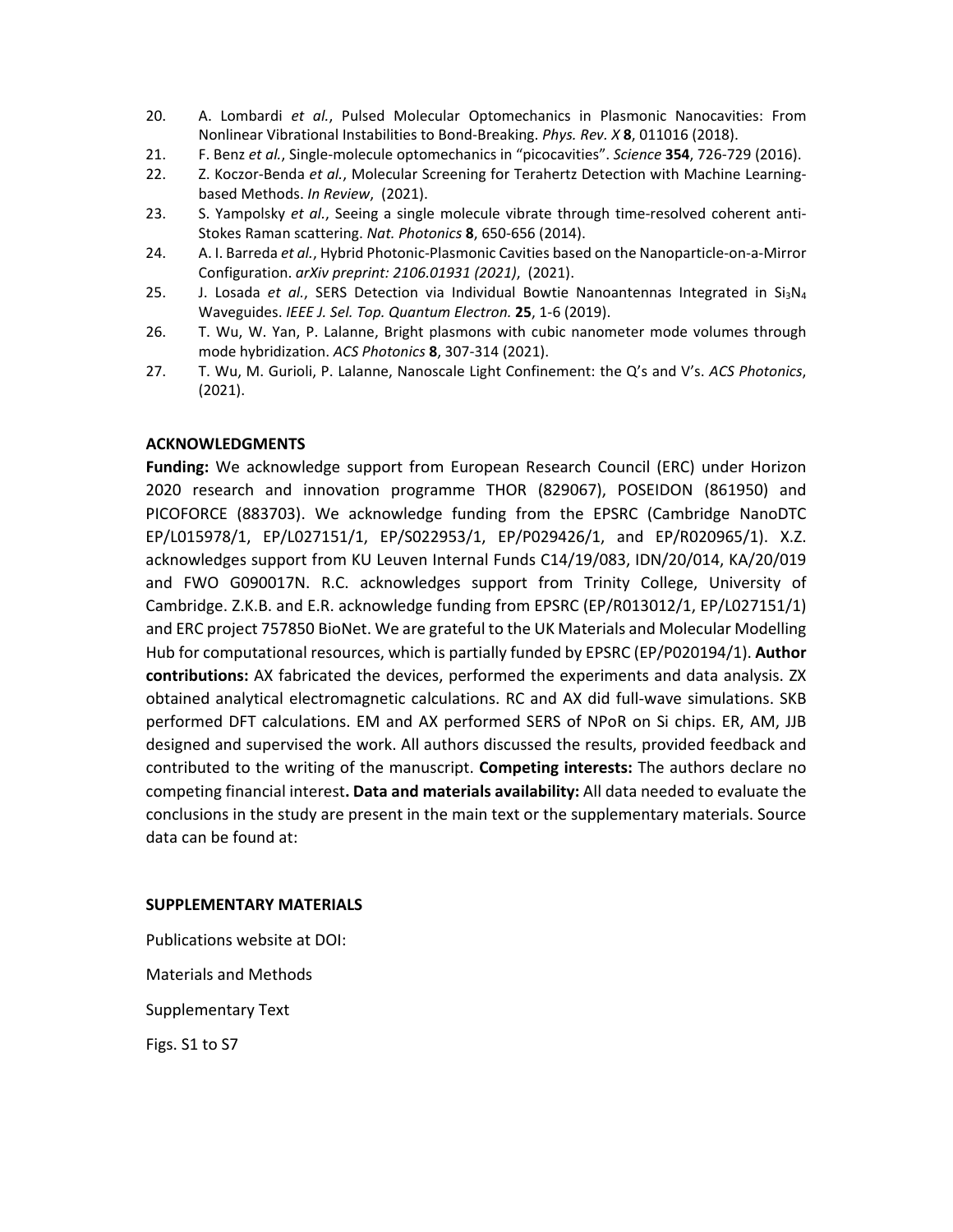20. A. Lombardi *et al.*, Pulsed Molecular Optomechanics in Plasmonic Nanocavities: From Nonlinear Vibrational Instabilities to Bond-Breaking. *Phys. Rev. X* **8**, 011016 (2018).
21. F. Benz *et al.*, Single-molecule optomechanics in "picocavities". *Science* **354**, 726-729 (2016).
22. Z. Koczor-Benda *et al.*, Molecular Screening for Terahertz Detection with Machine Learning-based Methods. *In Review*, (2021).
23. S. Yampolsky *et al.*, Seeing a single molecule vibrate through time-resolved coherent anti-Stokes Raman scattering. *Nat. Photonics* **8**, 650-656 (2014).
24. A. I. Barreda *et al.*, Hybrid Photonic-Plasmonic Cavities based on the Nanoparticle-on-a-Mirror Configuration. *arXiv preprint: 2106.01931 (2021)*, (2021).
25. J. Losada *et al.*, SERS Detection via Individual Bowtie Nanoantennas Integrated in $Si_3N_4$ Waveguides. *IEEE J. Sel. Top. Quantum Electron.* **25**, 1-6 (2019).
26. T. Wu, W. Yan, P. Lalanne, Bright plasmons with cubic nanometer mode volumes through mode hybridization. *ACS Photonics* **8**, 307-314 (2021).
27. T. Wu, M. Gurioli, P. Lalanne, Nanoscale Light Confinement: the Q's and V's. *ACS Photonics*, (2021).

## ACKNOWLEDGMENTS

**Funding:** We acknowledge support from European Research Council (ERC) under Horizon 2020 research and innovation programme THOR (829067), POSEIDON (861950) and PICOFORCE (883703). We acknowledge funding from the EPSRC (Cambridge NanoDTC EP/L015978/1, EP/L027151/1, EP/S022953/1, EP/P029426/1, and EP/R020965/1). X.Z. acknowledges support from KU Leuven Internal Funds C14/19/083, IDN/20/014, KA/20/019 and FWO G090017N. R.C. acknowledges support from Trinity College, University of Cambridge. Z.K.B. and E.R. acknowledge funding from EPSRC (EP/R013012/1, EP/L027151/1) and ERC project 757850 BioNet. We are grateful to the UK Materials and Molecular Modelling Hub for computational resources, which is partially funded by EPSRC (EP/P020194/1). **Author contributions:** AX fabricated the devices, performed the experiments and data analysis. ZX obtained analytical electromagnetic calculations. RC and AX did full-wave simulations. SKB performed DFT calculations. EM and AX performed SERS of NPoR on Si chips. ER, AM, JJB designed and supervised the work. All authors discussed the results, provided feedback and contributed to the writing of the manuscript. **Competing interests:** The authors declare no competing financial interest**. Data and materials availability:** All data needed to evaluate the conclusions in the study are present in the main text or the supplementary materials. Source data can be found at:

## SUPPLEMENTARY MATERIALS

Publications website at DOI:

Materials and Methods

Supplementary Text

Figs. S1 to S7